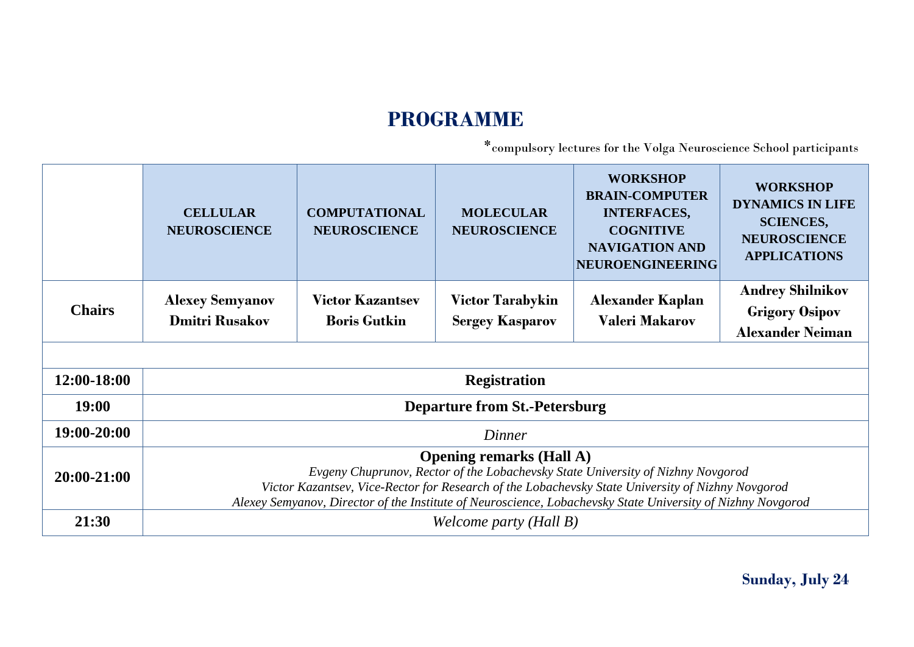# PROGRAMME

*compulsory lectures for the Volga Neuroscience School participants

| | CELLULAR NEUROSCIENCE | COMPUTATIONAL NEUROSCIENCE | MOLECULAR NEUROSCIENCE | WORKSHOP BRAIN-COMPUTER INTERFACES, COGNITIVE NAVIGATION AND NEUROENGINEERING | WORKSHOP DYNAMICS IN LIFE SCIENCES, NEUROSCIENCE APPLICATIONS |
|---|---|---|---|---|---|
| **Chairs** | **Alexey Semyanov** **Dmitri Rusakov** | **Victor Kazantsev** **Boris Gutkin** | **Victor Tarabykin** **Sergey Kasparov** | **Alexander Kaplan** **Valeri Makarov** | **Andrey Shilnikov** **Grigory Osipov** **Alexander Neiman** |
| | | | | | |
| **12:00-18:00** | **Registration** | | | | |
| **19:00** | **Departure from St.-Petersburg** | | | | |
| **19:00-20:00** | *Dinner* | | | | |
| **20:00-21:00** | **Opening remarks (Hall A)** *Evgeny Chuprunov, Rector of the Lobachevsky State University of Nizhny Novgorod* *Victor Kazantsev, Vice-Rector for Research of the Lobachevsky State University of Nizhny Novgorod* *Alexey Semyanov, Director of the Institute of Neuroscience, Lobachevsky State University of Nizhny Novgorod* | | | | |
| **21:30** | *Welcome party (Hall B)* | | | | |

**Sunday, July 24**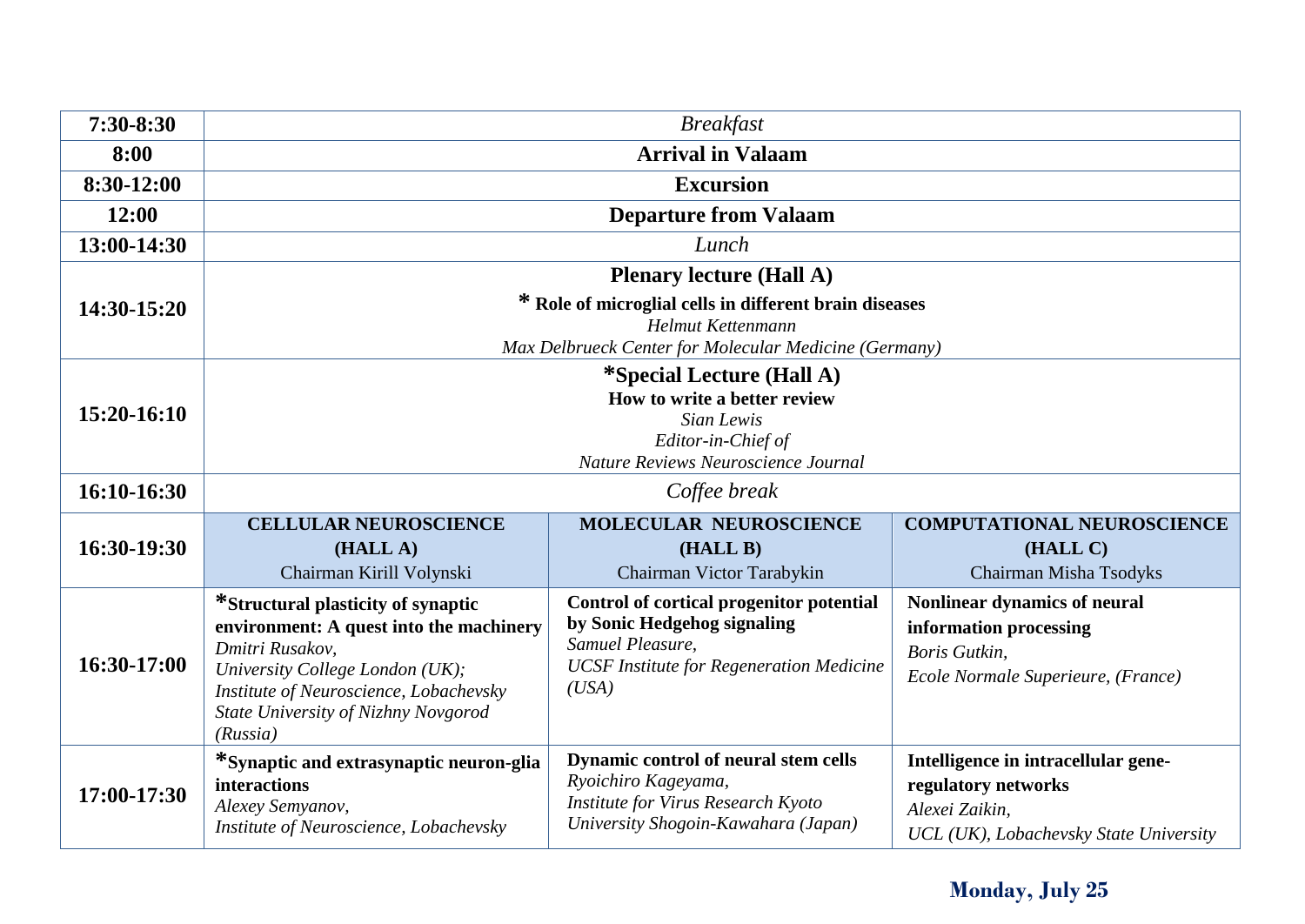| 7:30-8:30 | *Breakfast* | | |
|---|---|---|---|
| **8:00** | **Arrival in Valaam** | | |
| **8:30-12:00** | **Excursion** | | |
| **12:00** | **Departure from Valaam** | | |
| **13:00-14:30** | *Lunch* | | |
| **14:30-15:20** | **Plenary lecture (Hall A)**<br>**\* Role of microglial cells in different brain diseases**<br>*Helmut Kettenmann*<br>*Max Delbrueck Center for Molecular Medicine (Germany)* | | |
| **15:20-16:10** | **\*Special Lecture (Hall A)**<br>**How to write a better review**<br>*Sian Lewis*<br>*Editor-in-Chief of*<br>*Nature Reviews Neuroscience Journal* | | |
| **16:10-16:30** | *Coffee break* | | |
| **16:30-19:30** | **CELLULAR NEUROSCIENCE (HALL A)**<br>Chairman Kirill Volynski | **MOLECULAR NEUROSCIENCE (HALL B)**<br>Chairman Victor Tarabykin | **COMPUTATIONAL NEUROSCIENCE (HALL C)**<br>Chairman Misha Tsodyks |
| **16:30-17:00** | **\*Structural plasticity of synaptic environment: A quest into the machinery**<br>*Dmitri Rusakov,*<br>*University College London (UK);*<br>*Institute of Neuroscience, Lobachevsky State University of Nizhny Novgorod (Russia)* | **Control of cortical progenitor potential by Sonic Hedgehog signaling**<br>*Samuel Pleasure,*<br>*UCSF Institute for Regeneration Medicine (USA)* | **Nonlinear dynamics of neural information processing**<br>*Boris Gutkin,*<br>*Ecole Normale Superieure, (France)* |
| **17:00-17:30** | **\*Synaptic and extrasynaptic neuron-glia interactions**<br>*Alexey Semyanov,*<br>*Institute of Neuroscience, Lobachevsky* | **Dynamic control of neural stem cells**<br>*Ryoichiro Kageyama,*<br>*Institute for Virus Research Kyoto University Shogoin-Kawahara (Japan)* | **Intelligence in intracellular gene-regulatory networks**<br>*Alexei Zaikin,*<br>*UCL (UK), Lobachevsky State University* |

**Monday, July 25**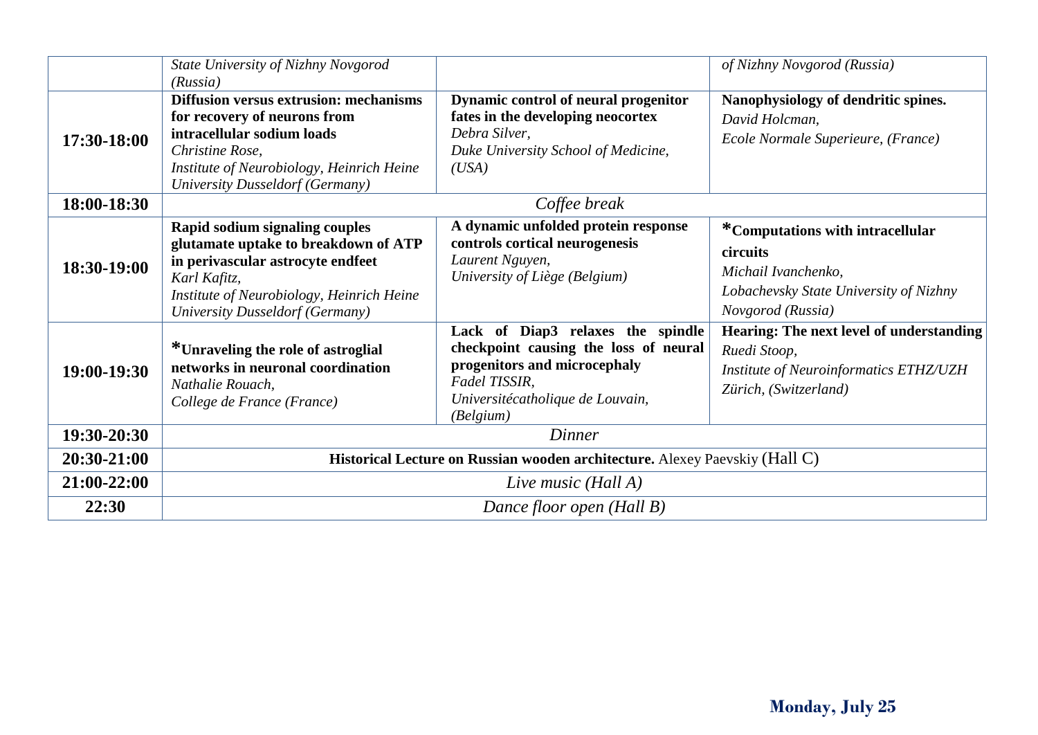| | | | |
|---|---|---|---|
| | *State University of Nizhny Novgorod (Russia)* | | *of Nizhny Novgorod (Russia)* |
| **17:30-18:00** | **Diffusion versus extrusion: mechanisms for recovery of neurons from intracellular sodium loads** *Christine Rose, Institute of Neurobiology, Heinrich Heine University Dusseldorf (Germany)* | **Dynamic control of neural progenitor fates in the developing neocortex** *Debra Silver, Duke University School of Medicine, (USA)* | **Nanophysiology of dendritic spines.** *David Holcman, Ecole Normale Superieure, (France)* |
| **18:00-18:30** | *Coffee break* | | |
| **18:30-19:00** | **Rapid sodium signaling couples glutamate uptake to breakdown of ATP in perivascular astrocyte endfeet** *Karl Kafitz, Institute of Neurobiology, Heinrich Heine University Dusseldorf (Germany)* | **A dynamic unfolded protein response controls cortical neurogenesis** *Laurent Nguyen, University of Liège (Belgium)* | ***Computations with intracellular circuits** *Michail Ivanchenko, Lobachevsky State University of Nizhny Novgorod (Russia)* |
| **19:00-19:30** | ***Unraveling the role of astroglial networks in neuronal coordination** *Nathalie Rouach, College de France (France)* | **Lack of Diap3 relaxes the spindle checkpoint causing the loss of neural progenitors and microcephaly** *Fadel TISSIR, Universitécatholique de Louvain, (Belgium)* | **Hearing: The next level of understanding** *Ruedi Stoop, Institute of Neuroinformatics ETHZ/UZH Zürich, (Switzerland)* |
| **19:30-20:30** | *Dinner* | | |
| **20:30-21:00** | **Historical Lecture on Russian wooden architecture.** Alexey Paevskiy (Hall C) | | |
| **21:00-22:00** | *Live music (Hall A)* | | |
| **22:30** | *Dance floor open (Hall B)* | | |

**Monday, July 25**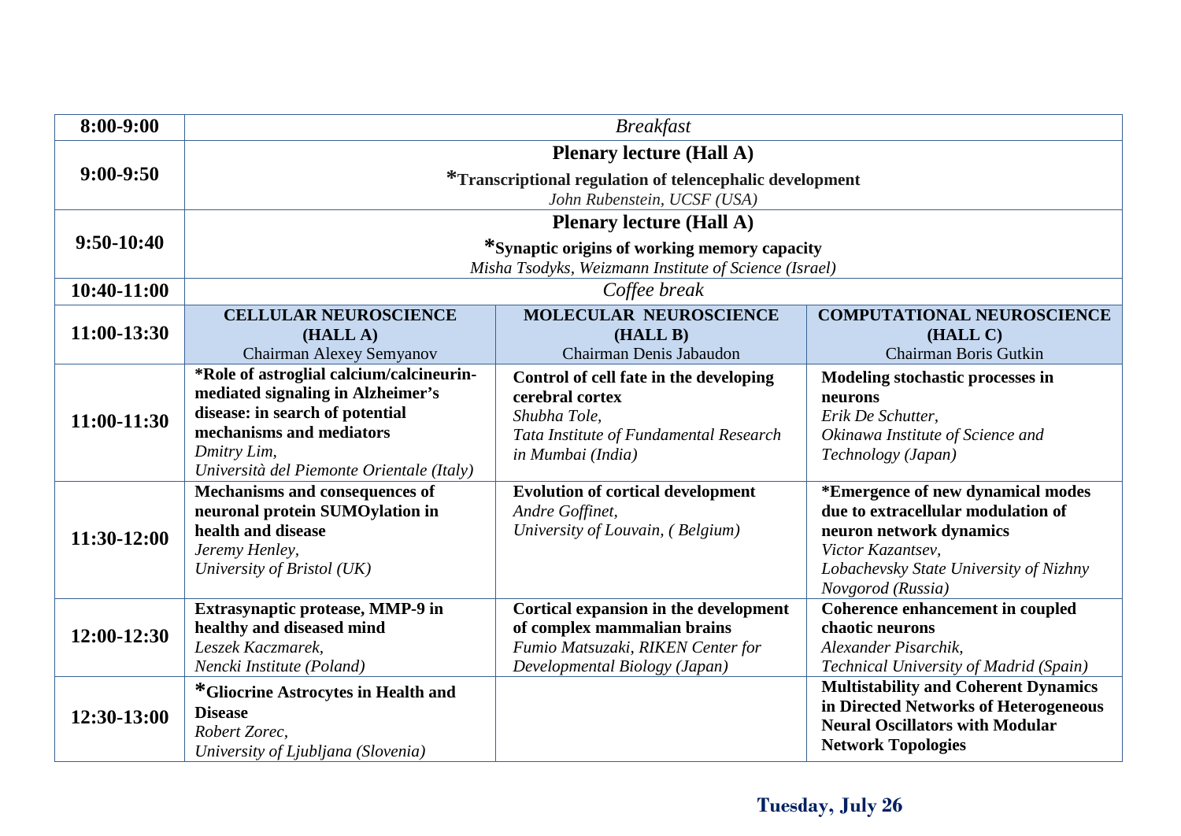| 8:00-9:00 | *Breakfast* | | |
|---|---|---|---|
| 9:00-9:50 | **Plenary lecture (Hall A)**<br>**\*Transcriptional regulation of telencephalic development**<br>*John Rubenstein, UCSF (USA)* | | |
| 9:50-10:40 | **Plenary lecture (Hall A)**<br>**\*Synaptic origins of working memory capacity**<br>*Misha Tsodyks, Weizmann Institute of Science (Israel)* | | |
| 10:40-11:00 | *Coffee break* | | |
| 11:00-13:30 | **CELLULAR NEUROSCIENCE (HALL A)**<br>Chairman Alexey Semyanov | **MOLECULAR NEUROSCIENCE (HALL B)**<br>Chairman Denis Jabaudon | **COMPUTATIONAL NEUROSCIENCE (HALL C)**<br>Chairman Boris Gutkin |
| 11:00-11:30 | **\*Role of astroglial calcium/calcineurin-mediated signaling in Alzheimer's disease: in search of potential mechanisms and mediators**<br>*Dmitry Lim,*<br>*Università del Piemonte Orientale (Italy)* | **Control of cell fate in the developing cerebral cortex**<br>*Shubha Tole,*<br>*Tata Institute of Fundamental Research in Mumbai (India)* | **Modeling stochastic processes in neurons**<br>*Erik De Schutter,*<br>*Okinawa Institute of Science and Technology (Japan)* |
| 11:30-12:00 | **Mechanisms and consequences of neuronal protein SUMOylation in health and disease**<br>*Jeremy Henley,*<br>*University of Bristol (UK)* | **Evolution of cortical development**<br>*Andre Goffinet,*<br>*University of Louvain, ( Belgium)* | **\*Emergence of new dynamical modes due to extracellular modulation of neuron network dynamics**<br>*Victor Kazantsev,*<br>*Lobachevsky State University of Nizhny Novgorod (Russia)* |
| 12:00-12:30 | **Extrasynaptic protease, MMP-9 in healthy and diseased mind**<br>*Leszek Kaczmarek,*<br>*Nencki Institute (Poland)* | **Cortical expansion in the development of complex mammalian brains**<br>*Fumio Matsuzaki, RIKEN Center for Developmental Biology (Japan)* | **Coherence enhancement in coupled chaotic neurons**<br>*Alexander Pisarchik,*<br>*Technical University of Madrid (Spain)* |
| 12:30-13:00 | **\*Gliocrine Astrocytes in Health and Disease**<br>*Robert Zorec,*<br>*University of Ljubljana (Slovenia)* | | **Multistability and Coherent Dynamics in Directed Networks of Heterogeneous Neural Oscillators with Modular Network Topologies** |

**Tuesday, July 26**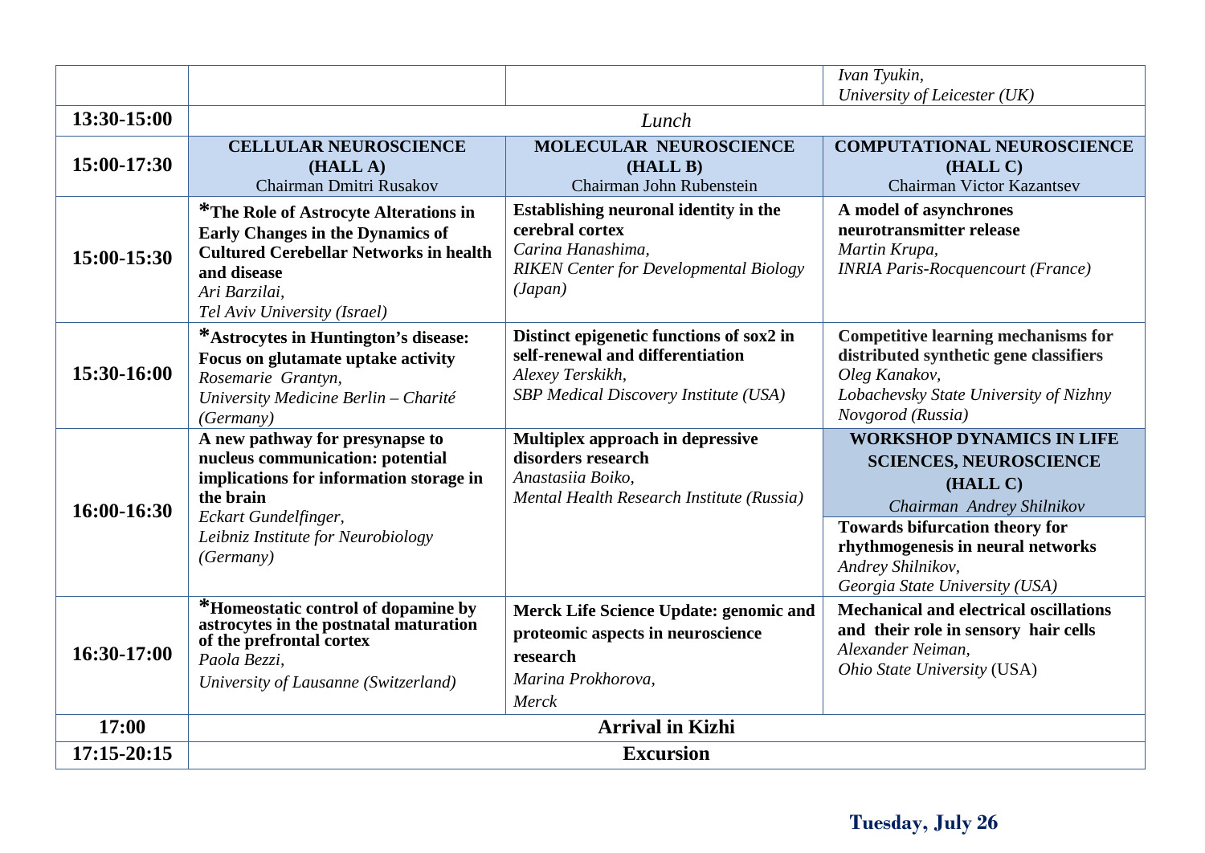| | | | |
|---|---|---|---|
| | | | *Ivan Tyukin,* *University of Leicester (UK)* |
| **13:30-15:00** | *Lunch* | | |
| **15:00-17:30** | **CELLULAR NEUROSCIENCE (HALL A)** Chairman Dmitri Rusakov | **MOLECULAR NEUROSCIENCE (HALL B)** Chairman John Rubenstein | **COMPUTATIONAL NEUROSCIENCE (HALL C)** Chairman Victor Kazantsev |
| **15:00-15:30** | ***The Role of Astrocyte Alterations in Early Changes in the Dynamics of Cultured Cerebellar Networks in health and disease** *Ari Barzilai,* *Tel Aviv University (Israel)* | **Establishing neuronal identity in the cerebral cortex** *Carina Hanashima,* *RIKEN Center for Developmental Biology (Japan)* | **A model of asynchrones neurotransmitter release** *Martin Krupa,* *INRIA Paris-Rocquencourt (France)* |
| **15:30-16:00** | ***Astrocytes in Huntington's disease: Focus on glutamate uptake activity** *Rosemarie Grantyn,* *University Medicine Berlin – Charité (Germany)* | **Distinct epigenetic functions of sox2 in self-renewal and differentiation** *Alexey Terskikh,* *SBP Medical Discovery Institute (USA)* | **Competitive learning mechanisms for distributed synthetic gene classifiers** *Oleg Kanakov,* *Lobachevsky State University of Nizhny Novgorod (Russia)* |
| **16:00-16:30** | **A new pathway for presynapse to nucleus communication: potential implications for information storage in the brain** *Eckart Gundelfinger,* *Leibniz Institute for Neurobiology (Germany)* | **Multiplex approach in depressive disorders research** *Anastasiia Boiko,* *Mental Health Research Institute (Russia)* | **WORKSHOP DYNAMICS IN LIFE SCIENCES, NEUROSCIENCE (HALL C)** *Chairman Andrey Shilnikov* **Towards bifurcation theory for rhythmogenesis in neural networks** *Andrey Shilnikov,* *Georgia State University (USA)* |
| **16:30-17:00** | ***Homeostatic control of dopamine by astrocytes in the postnatal maturation of the prefrontal cortex** *Paola Bezzi,* *University of Lausanne (Switzerland)* | **Merck Life Science Update: genomic and proteomic aspects in neuroscience research** *Marina Prokhorova,* *Merck* | **Mechanical and electrical oscillations and their role in sensory hair cells** *Alexander Neiman,* *Ohio State University* (USA) |
| **17:00** | **Arrival in Kizhi** | | |
| **17:15-20:15** | **Excursion** | | |

**Tuesday, July 26**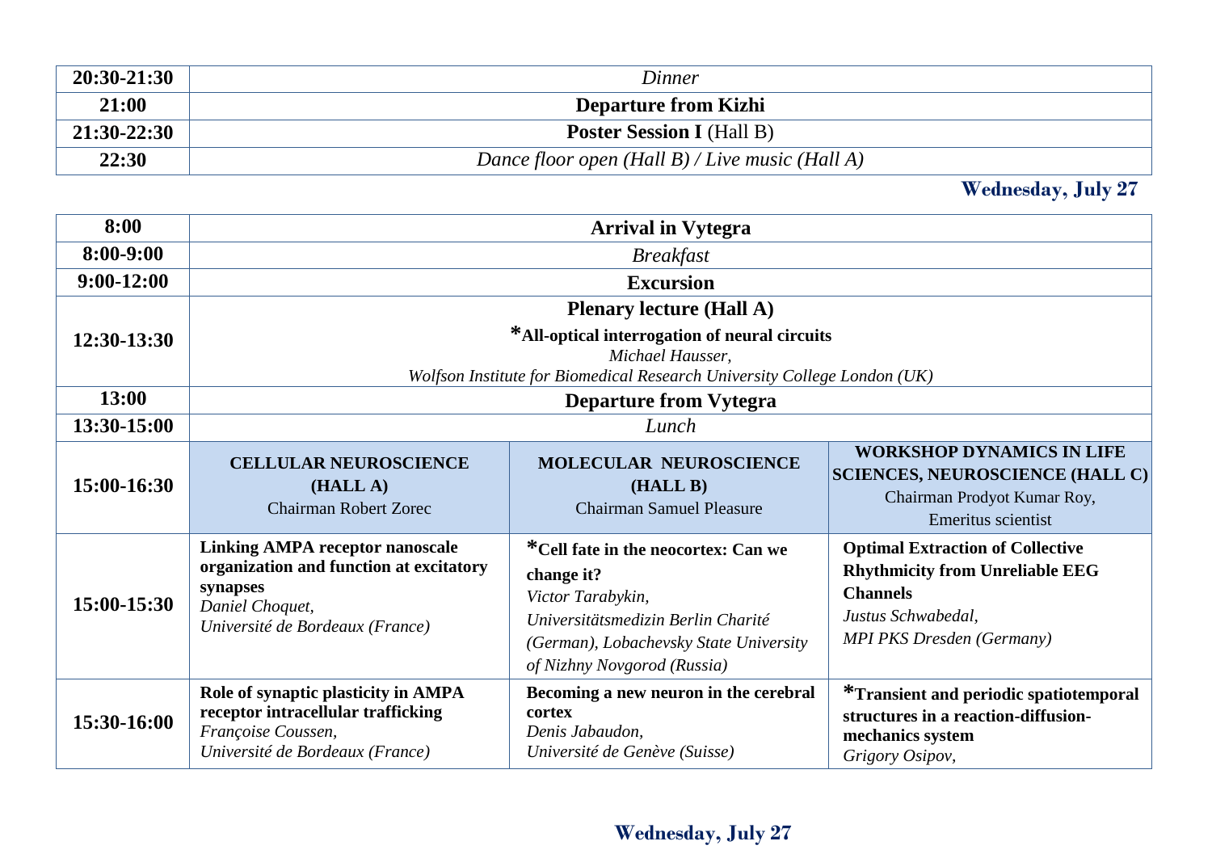| | |
|---|---|
| **20:30-21:30** | *Dinner* |
| **21:00** | **Departure from Kizhi** |
| **21:30-22:30** | **Poster Session I** (Hall B) |
| **22:30** | *Dance floor open (Hall B) / Live music (Hall A)* |

## Wednesday, July 27

| | | | |
|---|---|---|---|
| **8:00** | **Arrival in Vytegra** | | |
| **8:00-9:00** | *Breakfast* | | |
| **9:00-12:00** | **Excursion** | | |
| **12:30-13:30** | **Plenary lecture (Hall A)**<br>***All-optical interrogation of neural circuits**<br>*Michael Hausser,*<br>*Wolfson Institute for Biomedical Research University College London (UK)* | | |
| **13:00** | **Departure from Vytegra** | | |
| **13:30-15:00** | *Lunch* | | |
| **15:00-16:30** | **CELLULAR NEUROSCIENCE (HALL A)**<br>Chairman Robert Zorec | **MOLECULAR NEUROSCIENCE (HALL B)**<br>Chairman Samuel Pleasure | **WORKSHOP DYNAMICS IN LIFE SCIENCES, NEUROSCIENCE (HALL C)**<br>Chairman Prodyot Kumar Roy, Emeritus scientist |
| **15:00-15:30** | **Linking AMPA receptor nanoscale organization and function at excitatory synapses**<br>*Daniel Choquet,*<br>*Université de Bordeaux (France)* | ***Cell fate in the neocortex: Can we change it?**<br>*Victor Tarabykin,*<br>*Universitätsmedizin Berlin Charité (German), Lobachevsky State University of Nizhny Novgorod (Russia)* | **Optimal Extraction of Collective Rhythmicity from Unreliable EEG Channels**<br>*Justus Schwabedal,*<br>*MPI PKS Dresden (Germany)* |
| **15:30-16:00** | **Role of synaptic plasticity in AMPA receptor intracellular trafficking**<br>*Françoise Coussen,*<br>*Université de Bordeaux (France)* | **Becoming a new neuron in the cerebral cortex**<br>*Denis Jabaudon,*<br>*Université de Genève (Suisse)* | ***Transient and periodic spatiotemporal structures in a reaction-diffusion-mechanics system**<br>*Grigory Osipov,* |

## Wednesday, July 27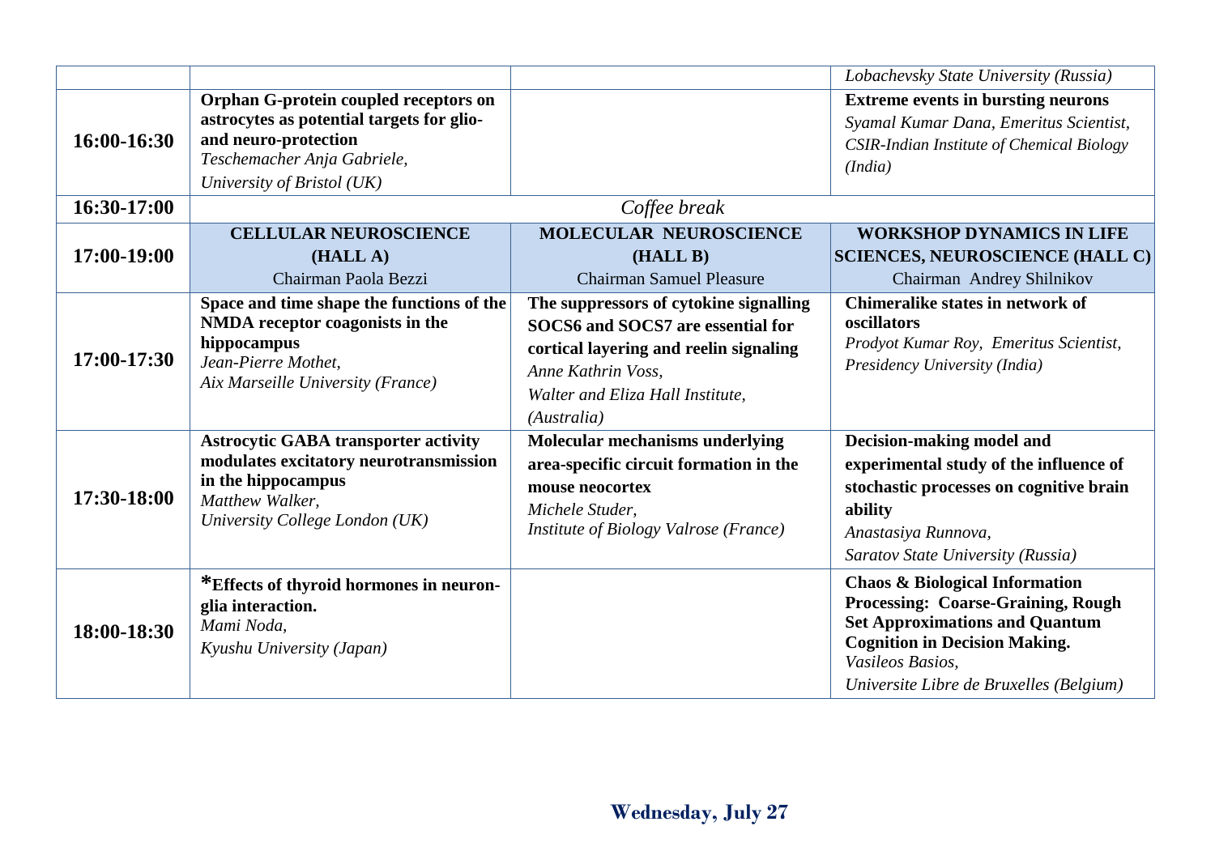| | | | |
|---|---|---|---|
| | | | *Lobachevsky State University (Russia)* |
| **16:00-16:30** | **Orphan G-protein coupled receptors on astrocytes as potential targets for glio- and neuro-protection**<br>*Teschemacher Anja Gabriele,*<br>*University of Bristol (UK)* | | **Extreme events in bursting neurons**<br>*Syamal Kumar Dana, Emeritus Scientist, CSIR-Indian Institute of Chemical Biology (India)* |
| **16:30-17:00** | *Coffee break* | | |
| **17:00-19:00** | **CELLULAR NEUROSCIENCE (HALL A)**<br>Chairman Paola Bezzi | **MOLECULAR NEUROSCIENCE (HALL B)**<br>Chairman Samuel Pleasure | **WORKSHOP DYNAMICS IN LIFE SCIENCES, NEUROSCIENCE (HALL C)**<br>Chairman Andrey Shilnikov |
| **17:00-17:30** | **Space and time shape the functions of the NMDA receptor coagonists in the hippocampus**<br>*Jean-Pierre Mothet,*<br>*Aix Marseille University (France)* | **The suppressors of cytokine signalling SOCS6 and SOCS7 are essential for cortical layering and reelin signaling**<br>*Anne Kathrin Voss,*<br>*Walter and Eliza Hall Institute, (Australia)* | **Chimeralike states in network of oscillators**<br>*Prodyot Kumar Roy, Emeritus Scientist, Presidency University (India)* |
| **17:30-18:00** | **Astrocytic GABA transporter activity modulates excitatory neurotransmission in the hippocampus**<br>*Matthew Walker,*<br>*University College London (UK)* | **Molecular mechanisms underlying area-specific circuit formation in the mouse neocortex**<br>*Michele Studer,*<br>*Institute of Biology Valrose (France)* | **Decision-making model and experimental study of the influence of stochastic processes on cognitive brain ability**<br>*Anastasiya Runnova,*<br>*Saratov State University (Russia)* |
| **18:00-18:30** | ***Effects of thyroid hormones in neuron-glia interaction.**<br>*Mami Noda,*<br>*Kyushu University (Japan)* | | **Chaos & Biological Information Processing: Coarse-Graining, Rough Set Approximations and Quantum Cognition in Decision Making.**<br>*Vasileos Basios,*<br>*Universite Libre de Bruxelles (Belgium)* |

## Wednesday, July 27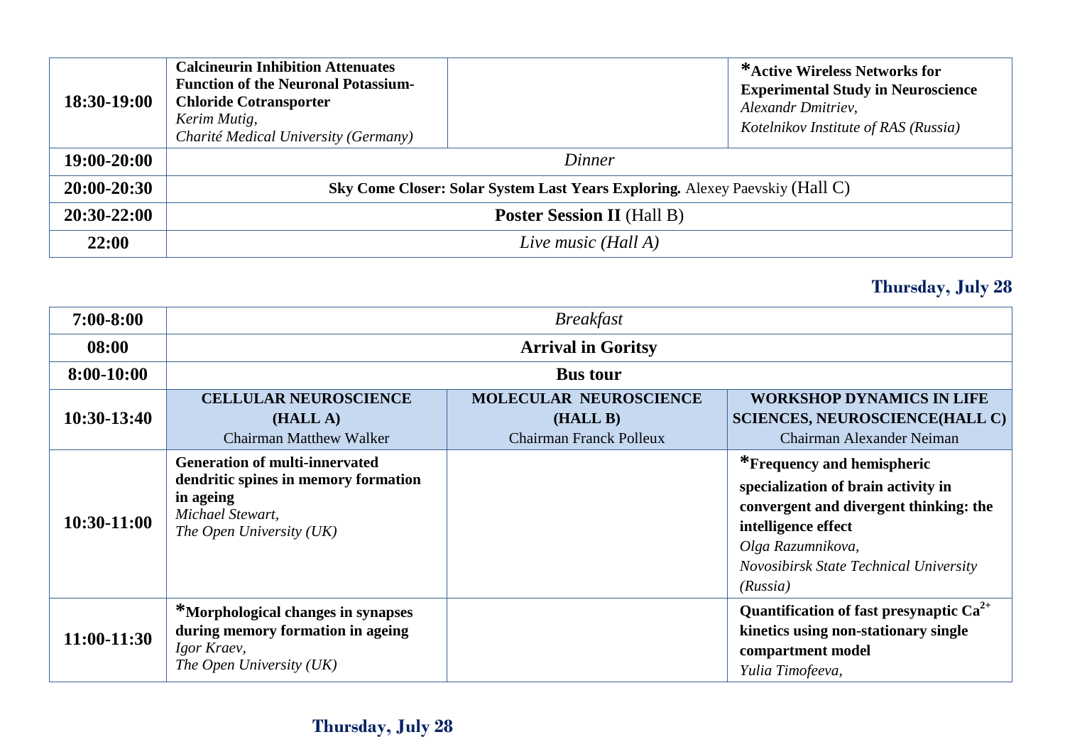| | | | |
|---|---|---|---|
| **18:30-19:00** | **Calcineurin Inhibition Attenuates Function of the Neuronal Potassium-Chloride Cotransporter**<br>*Kerim Mutig,*<br>*Charité Medical University (Germany)* | | ***Active Wireless Networks for Experimental Study in Neuroscience**<br>*Alexandr Dmitriev,*<br>*Kotelnikov Institute of RAS (Russia)* |
| **19:00-20:00** | *Dinner* | | |
| **20:00-20:30** | **Sky Come Closer: Solar System Last Years Exploring.** Alexey Paevskiy (Hall C) | | |
| **20:30-22:00** | **Poster Session II** (Hall B) | | |
| **22:00** | *Live music (Hall A)* | | |

## Thursday, July 28

| | | | |
|---|---|---|---|
| **7:00-8:00** | *Breakfast* | | |
| **08:00** | **Arrival in Goritsy** | | |
| **8:00-10:00** | **Bus tour** | | |
| **10:30-13:40** | **CELLULAR NEUROSCIENCE (HALL A)**<br>Chairman Matthew Walker | **MOLECULAR NEUROSCIENCE (HALL B)**<br>Chairman Franck Polleux | **WORKSHOP DYNAMICS IN LIFE SCIENCES, NEUROSCIENCE(HALL C)**<br>Chairman Alexander Neiman |
| **10:30-11:00** | **Generation of multi-innervated dendritic spines in memory formation in ageing**<br>*Michael Stewart,*<br>*The Open University (UK)* | | ***Frequency and hemispheric specialization of brain activity in convergent and divergent thinking: the intelligence effect**<br>*Olga Razumnikova,*<br>*Novosibirsk State Technical University (Russia)* |
| **11:00-11:30** | ***Morphological changes in synapses during memory formation in ageing**<br>*Igor Kraev,*<br>*The Open University (UK)* | | **Quantification of fast presynaptic $Ca^{2+}$ kinetics using non-stationary single compartment model**<br>*Yulia Timofeeva,* |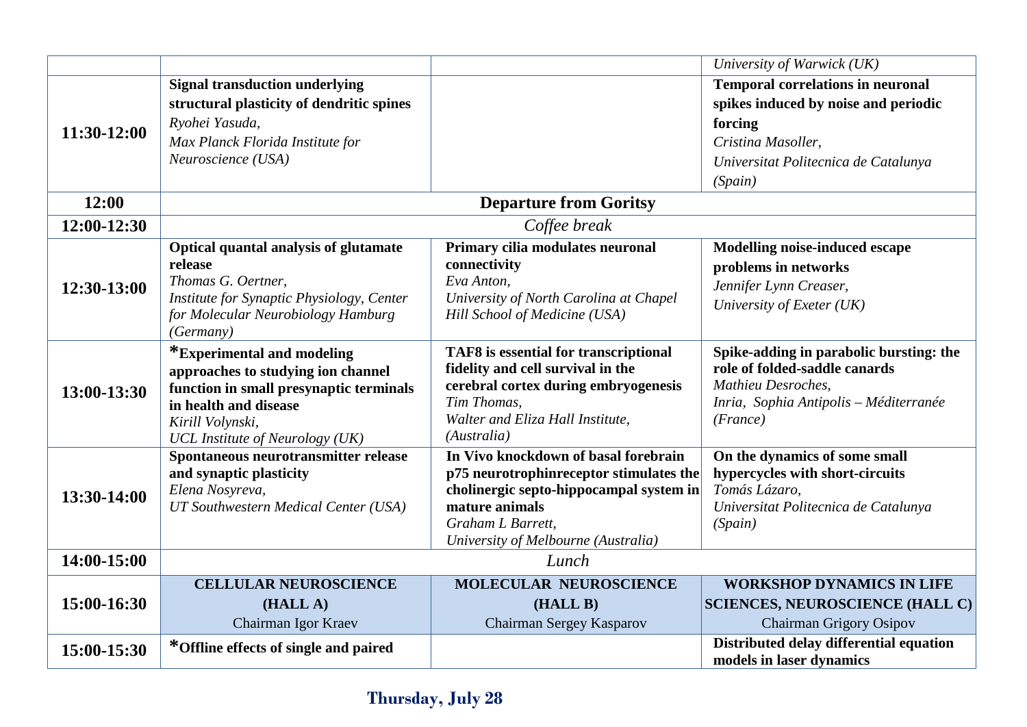| | | | |
|---|---|---|---|
| | | | *University of Warwick (UK)* |
| 11:30-12:00 | **Signal transduction underlying structural plasticity of dendritic spines** *Ryohei Yasuda, Max Planck Florida Institute for Neuroscience (USA)* | | **Temporal correlations in neuronal spikes induced by noise and periodic forcing** *Cristina Masoller, Universitat Politecnica de Catalunya (Spain)* |
| **12:00** | **Departure from Goritsy** | | |
| **12:00-12:30** | *Coffee break* | | |
| 12:30-13:00 | **Optical quantal analysis of glutamate release** *Thomas G. Oertner, Institute for Synaptic Physiology, Center for Molecular Neurobiology Hamburg (Germany)* | **Primary cilia modulates neuronal connectivity** *Eva Anton, University of North Carolina at Chapel Hill School of Medicine (USA)* | **Modelling noise-induced escape problems in networks** *Jennifer Lynn Creaser, University of Exeter (UK)* |
| 13:00-13:30 | ***Experimental and modeling approaches to studying ion channel function in small presynaptic terminals in health and disease** *Kirill Volynski, UCL Institute of Neurology (UK)* | **TAF8 is essential for transcriptional fidelity and cell survival in the cerebral cortex during embryogenesis** *Tim Thomas, Walter and Eliza Hall Institute, (Australia)* | **Spike-adding in parabolic bursting: the role of folded-saddle canards** *Mathieu Desroches, Inria, Sophia Antipolis – Méditerranée (France)* |
| 13:30-14:00 | **Spontaneous neurotransmitter release and synaptic plasticity** *Elena Nosyreva, UT Southwestern Medical Center (USA)* | **In Vivo knockdown of basal forebrain p75 neurotrophinreceptor stimulates the cholinergic septo-hippocampal system in mature animals** *Graham L Barrett, University of Melbourne (Australia)* | **On the dynamics of some small hypercycles with short-circuits** *Tomás Lázaro, Universitat Politecnica de Catalunya (Spain)* |
| **14:00-15:00** | *Lunch* | | |
| **15:00-16:30** | **CELLULAR NEUROSCIENCE (HALL A)** Chairman Igor Kraev | **MOLECULAR NEUROSCIENCE (HALL B)** Chairman Sergey Kasparov | **WORKSHOP DYNAMICS IN LIFE SCIENCES, NEUROSCIENCE (HALL C)** Chairman Grigory Osipov |
| 15:00-15:30 | ***Offline effects of single and paired** | | **Distributed delay differential equation models in laser dynamics** |

**Thursday, July 28**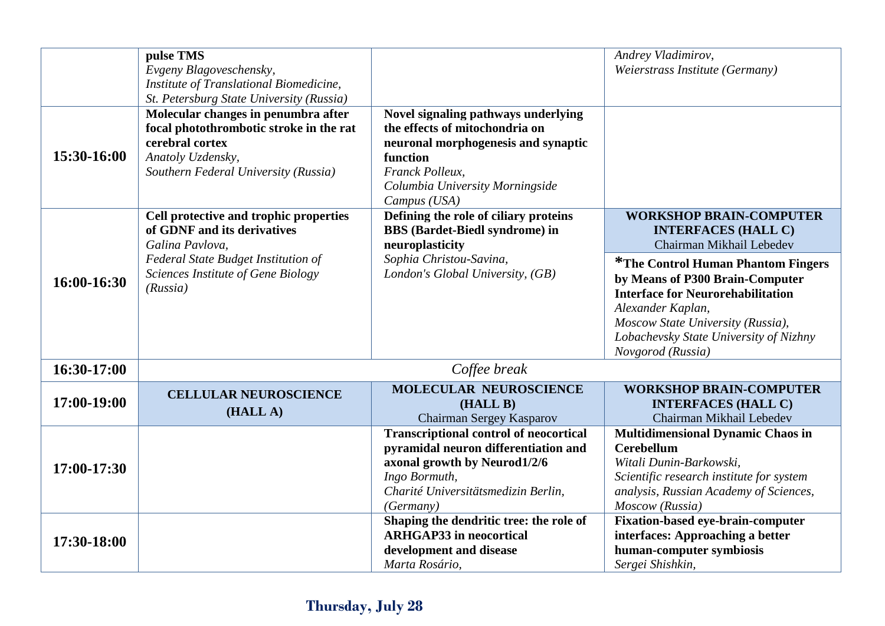| | | | |
|---|---|---|---|
| | **pulse TMS** *Evgeny Blagoveschensky, Institute of Translational Biomedicine, St. Petersburg State University (Russia)* | | *Andrey Vladimirov, Weierstrass Institute (Germany)* |
| **15:30-16:00** | **Molecular changes in penumbra after focal photothrombotic stroke in the rat cerebral cortex** *Anatoly Uzdensky, Southern Federal University (Russia)* | **Novel signaling pathways underlying the effects of mitochondria on neuronal morphogenesis and synaptic function** *Franck Polleux, Columbia University Morningside Campus (USA)* | |
| **16:00-16:30** | **Cell protective and trophic properties of GDNF and its derivatives** *Galina Pavlova, Federal State Budget Institution of Sciences Institute of Gene Biology (Russia)* | **Defining the role of ciliary proteins BBS (Bardet-Biedl syndrome) in neuroplasticity** *Sophia Christou-Savina, London's Global University, (GB)* | **WORKSHOP BRAIN-COMPUTER INTERFACES (HALL C)** Chairman Mikhail Lebedev<br>**\*The Control Human Phantom Fingers by Means of P300 Brain-Computer Interface for Neurorehabilitation** *Alexander Kaplan, Moscow State University (Russia), Lobachevsky State University of Nizhny Novgorod (Russia)* |
| **16:30-17:00** | *Coffee break* | | |
| **17:00-19:00** | **CELLULAR NEUROSCIENCE (HALL A)** | **MOLECULAR NEUROSCIENCE (HALL B)** Chairman Sergey Kasparov | **WORKSHOP BRAIN-COMPUTER INTERFACES (HALL C)** Chairman Mikhail Lebedev |
| **17:00-17:30** | | **Transcriptional control of neocortical pyramidal neuron differentiation and axonal growth by Neurod1/2/6** *Ingo Bormuth, Charité Universitätsmedizin Berlin, (Germany)* | **Multidimensional Dynamic Chaos in Cerebellum** *Witali Dunin-Barkowski, Scientific research institute for system analysis, Russian Academy of Sciences, Moscow (Russia)* |
| **17:30-18:00** | | **Shaping the dendritic tree: the role of ARHGAP33 in neocortical development and disease** *Marta Rosário,* | **Fixation-based eye-brain-computer interfaces: Approaching a better human-computer symbiosis** *Sergei Shishkin,* |

## Thursday, July 28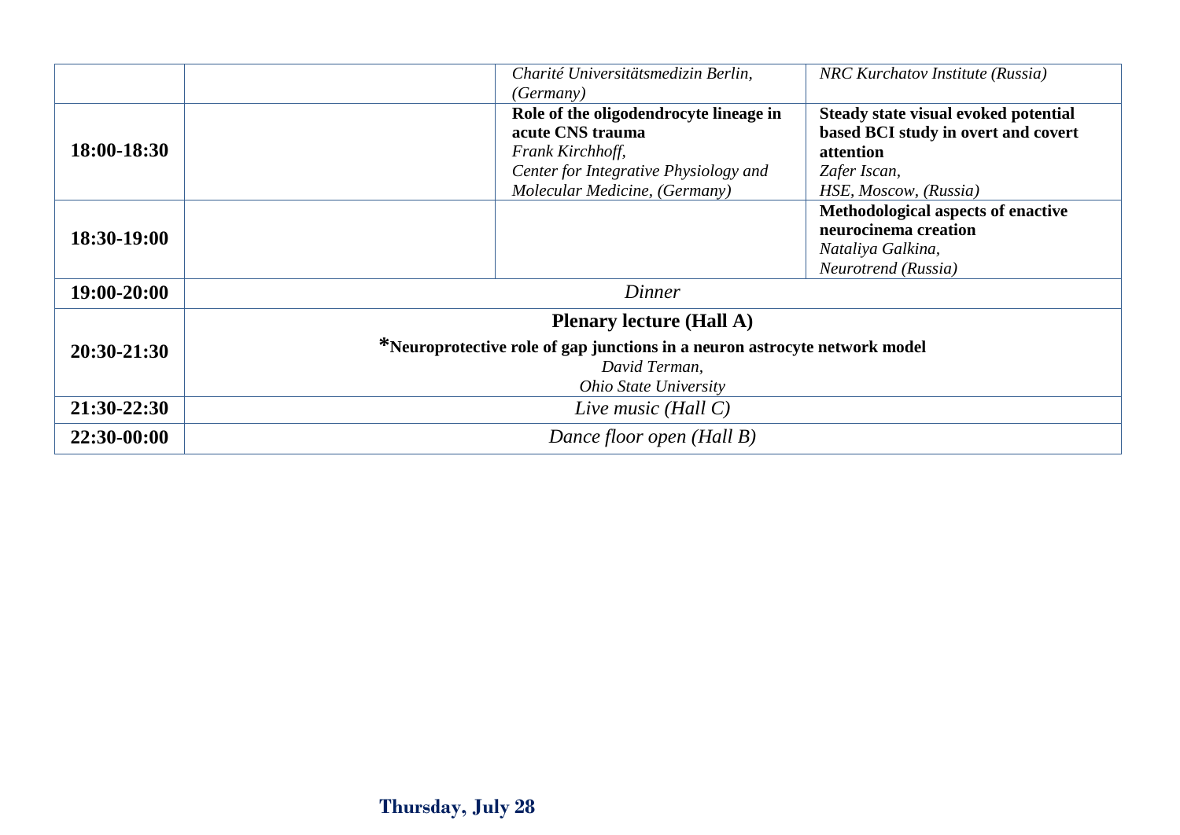| | | | |
|---|---|---|---|
| | | *Charité Universitätsmedizin Berlin, (Germany)* | *NRC Kurchatov Institute (Russia)* |
| **18:00-18:30** | | **Role of the oligodendrocyte lineage in acute CNS trauma**<br>*Frank Kirchhoff,*<br>*Center for Integrative Physiology and Molecular Medicine, (Germany)* | **Steady state visual evoked potential based BCI study in overt and covert attention**<br>*Zafer Iscan,*<br>*HSE, Moscow, (Russia)* |
| **18:30-19:00** | | | **Methodological aspects of enactive neurocinema creation**<br>*Nataliya Galkina,*<br>*Neurotrend (Russia)* |
| **19:00-20:00** | *Dinner* | | |
| **20:30-21:30** | **Plenary lecture (Hall A)**<br>***Neuroprotective role of gap junctions in a neuron astrocyte network model**<br>*David Terman,*<br>*Ohio State University* | | |
| **21:30-22:30** | *Live music (Hall C)* | | |
| **22:30-00:00** | *Dance floor open (Hall B)* | | |

**Thursday, July 28**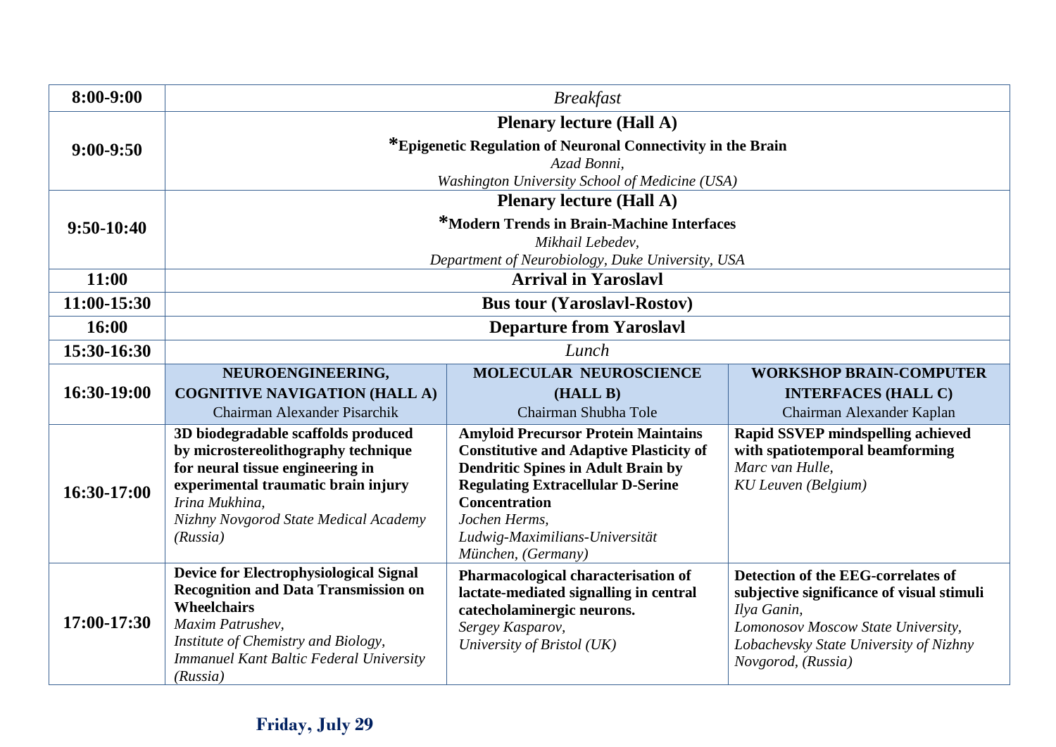| | | | |
|---|---|---|---|
| **8:00-9:00** | *Breakfast* | | |
| **9:00-9:50** | **Plenary lecture (Hall A)**<br>**\*Epigenetic Regulation of Neuronal Connectivity in the Brain**<br>*Azad Bonni,*<br>*Washington University School of Medicine (USA)* | | |
| **9:50-10:40** | **Plenary lecture (Hall A)**<br>**\*Modern Trends in Brain-Machine Interfaces**<br>*Mikhail Lebedev,*<br>*Department of Neurobiology, Duke University, USA* | | |
| **11:00** | **Arrival in Yaroslavl** | | |
| **11:00-15:30** | **Bus tour (Yaroslavl-Rostov)** | | |
| **16:00** | **Departure from Yaroslavl** | | |
| **15:30-16:30** | *Lunch* | | |
| **16:30-19:00** | **NEUROENGINEERING, COGNITIVE NAVIGATION (HALL A)**<br>Chairman Alexander Pisarchik | **MOLECULAR NEUROSCIENCE (HALL B)**<br>Chairman Shubha Tole | **WORKSHOP BRAIN-COMPUTER INTERFACES (HALL C)**<br>Chairman Alexander Kaplan |
| **16:30-17:00** | **3D biodegradable scaffolds produced by microstereolithography technique for neural tissue engineering in experimental traumatic brain injury**<br>*Irina Mukhina,*<br>*Nizhny Novgorod State Medical Academy (Russia)* | **Amyloid Precursor Protein Maintains Constitutive and Adaptive Plasticity of Dendritic Spines in Adult Brain by Regulating Extracellular D-Serine Concentration**<br>*Jochen Herms,*<br>*Ludwig-Maximilians-Universität München, (Germany)* | **Rapid SSVEP mindspelling achieved with spatiotemporal beamforming**<br>*Marc van Hulle,*<br>*KU Leuven (Belgium)* |
| **17:00-17:30** | **Device for Electrophysiological Signal Recognition and Data Transmission on Wheelchairs**<br>*Maxim Patrushev,*<br>*Institute of Chemistry and Biology, Immanuel Kant Baltic Federal University (Russia)* | **Pharmacological characterisation of lactate-mediated signalling in central catecholaminergic neurons.**<br>*Sergey Kasparov,*<br>*University of Bristol (UK)* | **Detection of the EEG-correlates of subjective significance of visual stimuli**<br>*Ilya Ganin,*<br>*Lomonosov Moscow State University, Lobachevsky State University of Nizhny Novgorod, (Russia)* |

**Friday, July 29**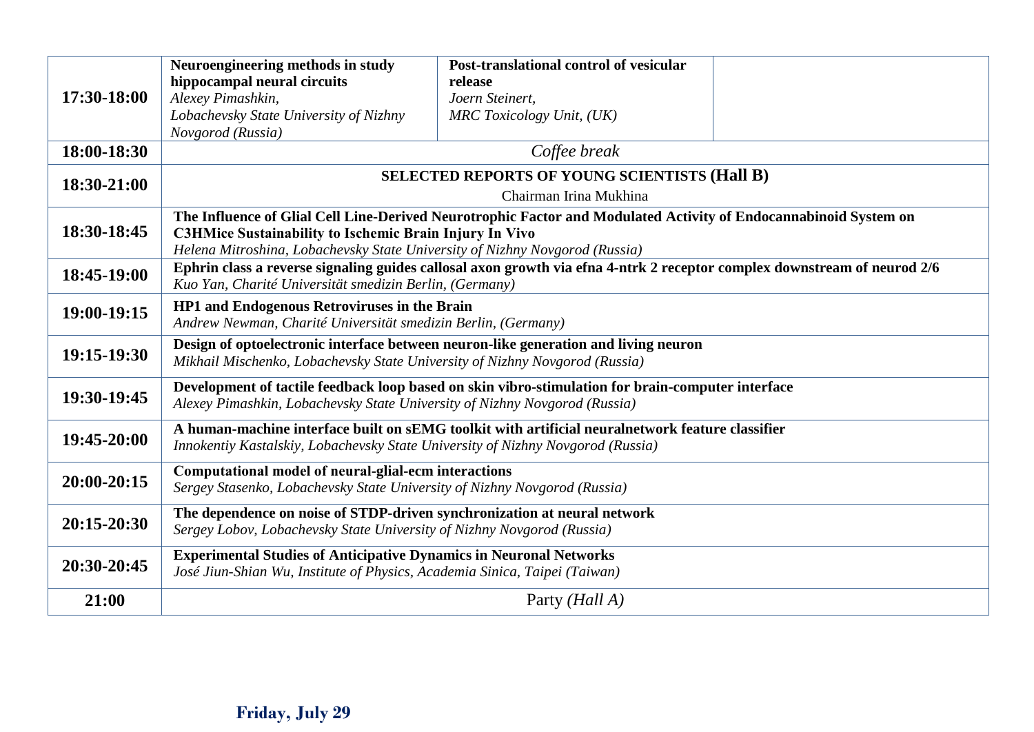| 17:30-18:00 | **Neuroengineering methods in study hippocampal neural circuits** *Alexey Pimashkin, Lobachevsky State University of Nizhny Novgorod (Russia)* | **Post-translational control of vesicular release** *Joern Steinert, MRC Toxicology Unit, (UK)* | |
|---|---|---|---|
| 18:00-18:30 | *Coffee break* | | |
| 18:30-21:00 | **SELECTED REPORTS OF YOUNG SCIENTISTS (Hall B)** Chairman Irina Mukhina | | |
| 18:30-18:45 | **The Influence of Glial Cell Line-Derived Neurotrophic Factor and Modulated Activity of Endocannabinoid System on C3HMice Sustainability to Ischemic Brain Injury In Vivo** *Helena Mitroshina, Lobachevsky State University of Nizhny Novgorod (Russia)* | | |
| 18:45-19:00 | **Ephrin class a reverse signaling guides callosal axon growth via efna 4-ntrk 2 receptor complex downstream of neurod 2/6** *Kuo Yan, Charité Universität smedizin Berlin, (Germany)* | | |
| 19:00-19:15 | **HP1 and Endogenous Retroviruses in the Brain** *Andrew Newman, Charité Universität smedizin Berlin, (Germany)* | | |
| 19:15-19:30 | **Design of optoelectronic interface between neuron-like generation and living neuron** *Mikhail Mischenko, Lobachevsky State University of Nizhny Novgorod (Russia)* | | |
| 19:30-19:45 | **Development of tactile feedback loop based on skin vibro-stimulation for brain-computer interface** *Alexey Pimashkin, Lobachevsky State University of Nizhny Novgorod (Russia)* | | |
| 19:45-20:00 | **A human-machine interface built on sEMG toolkit with artificial neuralnetwork feature classifier** *Innokentiy Kastalskiy, Lobachevsky State University of Nizhny Novgorod (Russia)* | | |
| 20:00-20:15 | **Computational model of neural-glial-ecm interactions** *Sergey Stasenko, Lobachevsky State University of Nizhny Novgorod (Russia)* | | |
| 20:15-20:30 | **The dependence on noise of STDP-driven synchronization at neural network** *Sergey Lobov, Lobachevsky State University of Nizhny Novgorod (Russia)* | | |
| 20:30-20:45 | **Experimental Studies of Anticipative Dynamics in Neuronal Networks** *José Jiun-Shian Wu, Institute of Physics, Academia Sinica, Taipei (Taiwan)* | | |
| 21:00 | Party *(Hall A)* | | |

**Friday, July 29**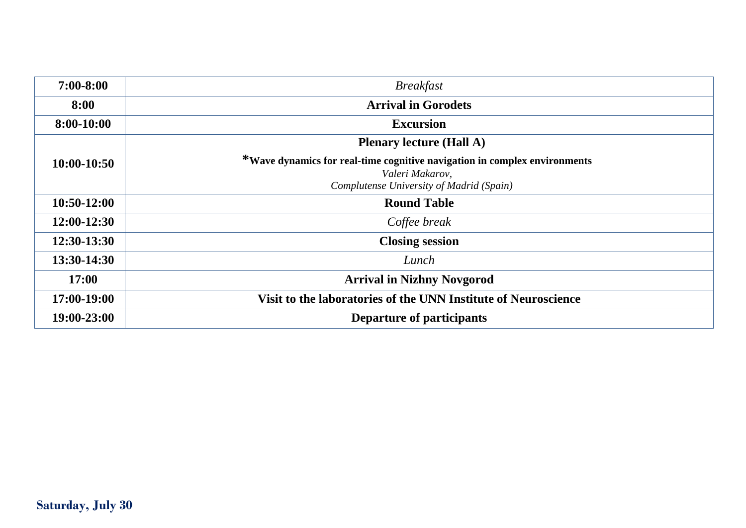| 7:00-8:00 | *Breakfast* |
|---|---|
| **8:00** | **Arrival in Gorodets** |
| **8:00-10:00** | **Excursion** |
| **10:00-10:50** | **Plenary lecture (Hall A)**<br>***Wave dynamics for real-time cognitive navigation in complex environments**<br>*Valeri Makarov,*<br>*Complutense University of Madrid (Spain)* |
| **10:50-12:00** | **Round Table** |
| **12:00-12:30** | *Coffee break* |
| **12:30-13:30** | **Closing session** |
| **13:30-14:30** | *Lunch* |
| **17:00** | **Arrival in Nizhny Novgorod** |
| **17:00-19:00** | **Visit to the laboratories of the UNN Institute of Neuroscience** |
| **19:00-23:00** | **Departure of participants** |

**Saturday, July 30**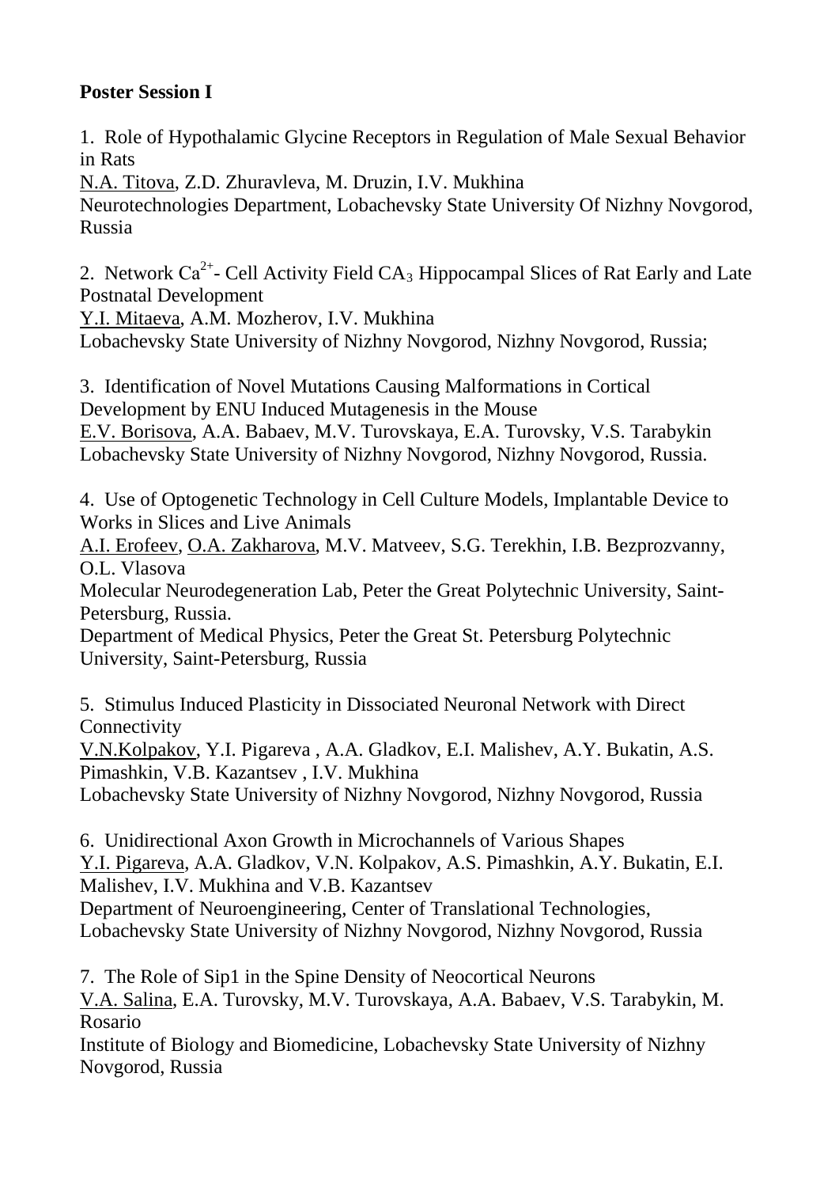**Poster Session I**

1. Role of Hypothalamic Glycine Receptors in Regulation of Male Sexual Behavior in Rats
<u>N.A. Titova</u>, Z.D. Zhuravleva, M. Druzin, I.V. Mukhina
Neurotechnologies Department, Lobachevsky State University Of Nizhny Novgorod, Russia

2. Network $Ca^{2+}$- Cell Activity Field $CA_3$ Hippocampal Slices of Rat Early and Late Postnatal Development
<u>Y.I. Mitaeva</u>, A.M. Mozherov, I.V. Mukhina
Lobachevsky State University of Nizhny Novgorod, Nizhny Novgorod, Russia;

3. Identification of Novel Mutations Causing Malformations in Cortical Development by ENU Induced Mutagenesis in the Mouse
<u>E.V. Borisova</u>, A.A. Babaev, M.V. Turovskaya, E.A. Turovsky, V.S. Tarabykin
Lobachevsky State University of Nizhny Novgorod, Nizhny Novgorod, Russia.

4. Use of Optogenetic Technology in Cell Culture Models, Implantable Device to Works in Slices and Live Animals
<u>A.I. Erofeev</u>, <u>O.A. Zakharova</u>, M.V. Matveev, S.G. Terekhin, I.B. Bezprozvanny, O.L. Vlasova
Molecular Neurodegeneration Lab, Peter the Great Polytechnic University, Saint-Petersburg, Russia.
Department of Medical Physics, Peter the Great St. Petersburg Polytechnic University, Saint-Petersburg, Russia

5. Stimulus Induced Plasticity in Dissociated Neuronal Network with Direct Connectivity
<u>V.N.Kolpakov</u>, Y.I. Pigareva , A.A. Gladkov, E.I. Malishev, A.Y. Bukatin, A.S. Pimashkin, V.B. Kazantsev , I.V. Mukhina
Lobachevsky State University of Nizhny Novgorod, Nizhny Novgorod, Russia

6. Unidirectional Axon Growth in Microchannels of Various Shapes
<u>Y.I. Pigareva</u>, A.A. Gladkov, V.N. Kolpakov, A.S. Pimashkin, A.Y. Bukatin, E.I. Malishev, I.V. Mukhina and V.B. Kazantsev
Department of Neuroengineering, Center of Translational Technologies, Lobachevsky State University of Nizhny Novgorod, Nizhny Novgorod, Russia

7. The Role of Sip1 in the Spine Density of Neocortical Neurons
<u>V.A. Salina</u>, E.A. Turovsky, M.V. Turovskaya, A.A. Babaev, V.S. Tarabykin, M. Rosario
Institute of Biology and Biomedicine, Lobachevsky State University of Nizhny Novgorod, Russia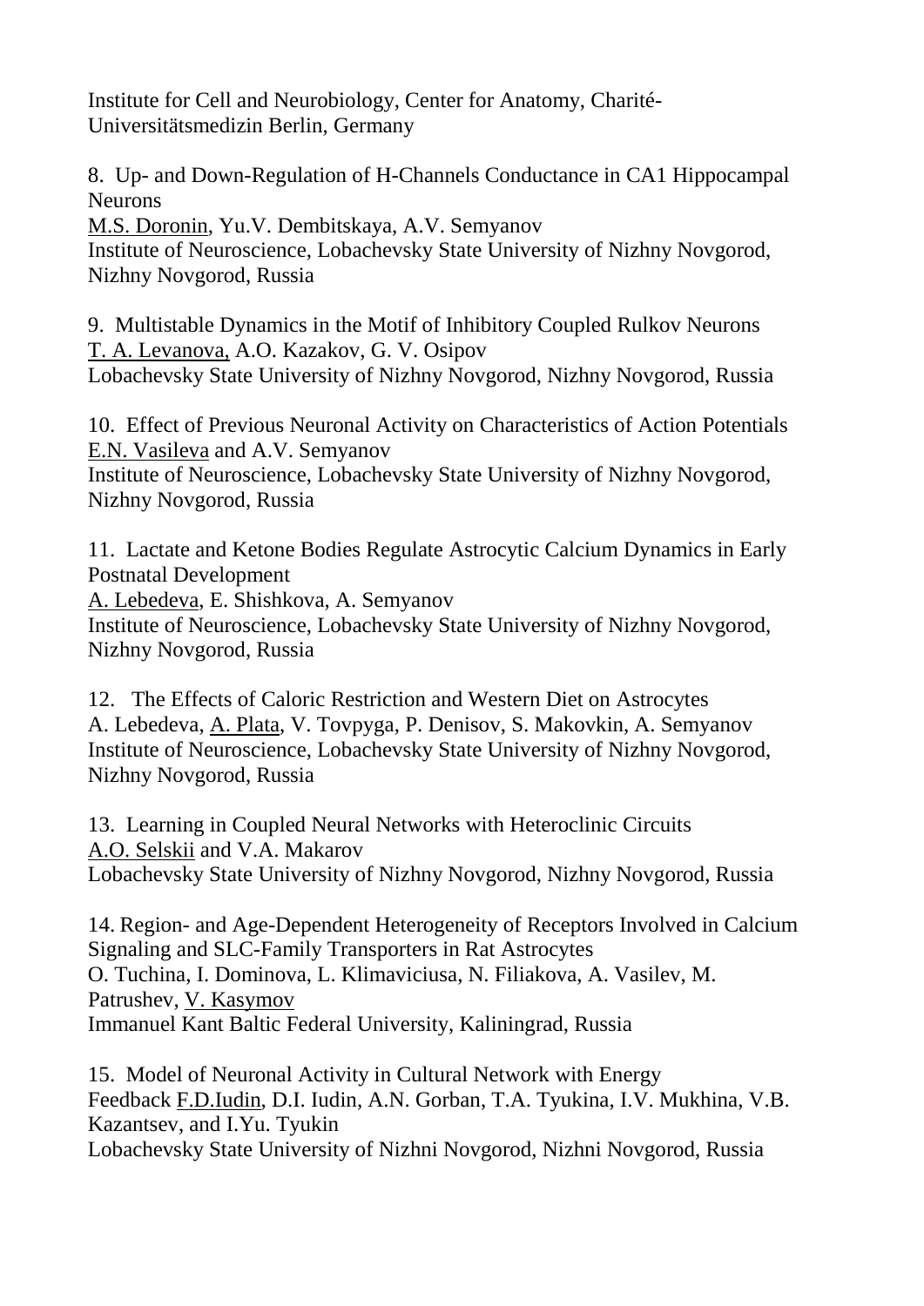Institute for Cell and Neurobiology, Center for Anatomy, Charité-Universitätsmedizin Berlin, Germany

8. Up- and Down-Regulation of H-Channels Conductance in CA1 Hippocampal Neurons
<u>M.S. Doronin</u>, Yu.V. Dembitskaya, A.V. Semyanov
Institute of Neuroscience, Lobachevsky State University of Nizhny Novgorod, Nizhny Novgorod, Russia

9. Multistable Dynamics in the Motif of Inhibitory Coupled Rulkov Neurons
<u>T. A. Levanova,</u> A.O. Kazakov, G. V. Osipov
Lobachevsky State University of Nizhny Novgorod, Nizhny Novgorod, Russia

10. Effect of Previous Neuronal Activity on Characteristics of Action Potentials
<u>E.N. Vasileva</u> and A.V. Semyanov
Institute of Neuroscience, Lobachevsky State University of Nizhny Novgorod, Nizhny Novgorod, Russia

11. Lactate and Ketone Bodies Regulate Astrocytic Calcium Dynamics in Early Postnatal Development
<u>A. Lebedeva</u>, E. Shishkova, A. Semyanov
Institute of Neuroscience, Lobachevsky State University of Nizhny Novgorod, Nizhny Novgorod, Russia

12. The Effects of Caloric Restriction and Western Diet on Astrocytes
A. Lebedeva, <u>A. Plata</u>, V. Tovpyga, P. Denisov, S. Makovkin, A. Semyanov
Institute of Neuroscience, Lobachevsky State University of Nizhny Novgorod, Nizhny Novgorod, Russia

13. Learning in Coupled Neural Networks with Heteroclinic Circuits
<u>A.O. Selskii</u> and V.A. Makarov
Lobachevsky State University of Nizhny Novgorod, Nizhny Novgorod, Russia

14. Region- and Age-Dependent Heterogeneity of Receptors Involved in Calcium Signaling and SLC-Family Transporters in Rat Astrocytes
O. Tuchina, I. Dominova, L. Klimaviciusa, N. Filiakova, A. Vasilev, M. Patrushev, <u>V. Kasymov</u>
Immanuel Kant Baltic Federal University, Kaliningrad, Russia

15. Model of Neuronal Activity in Cultural Network with Energy Feedback <u>F.D.Iudin</u>, D.I. Iudin, A.N. Gorban, T.A. Tyukina, I.V. Mukhina, V.B. Kazantsev, and I.Yu. Tyukin
Lobachevsky State University of Nizhni Novgorod, Nizhni Novgorod, Russia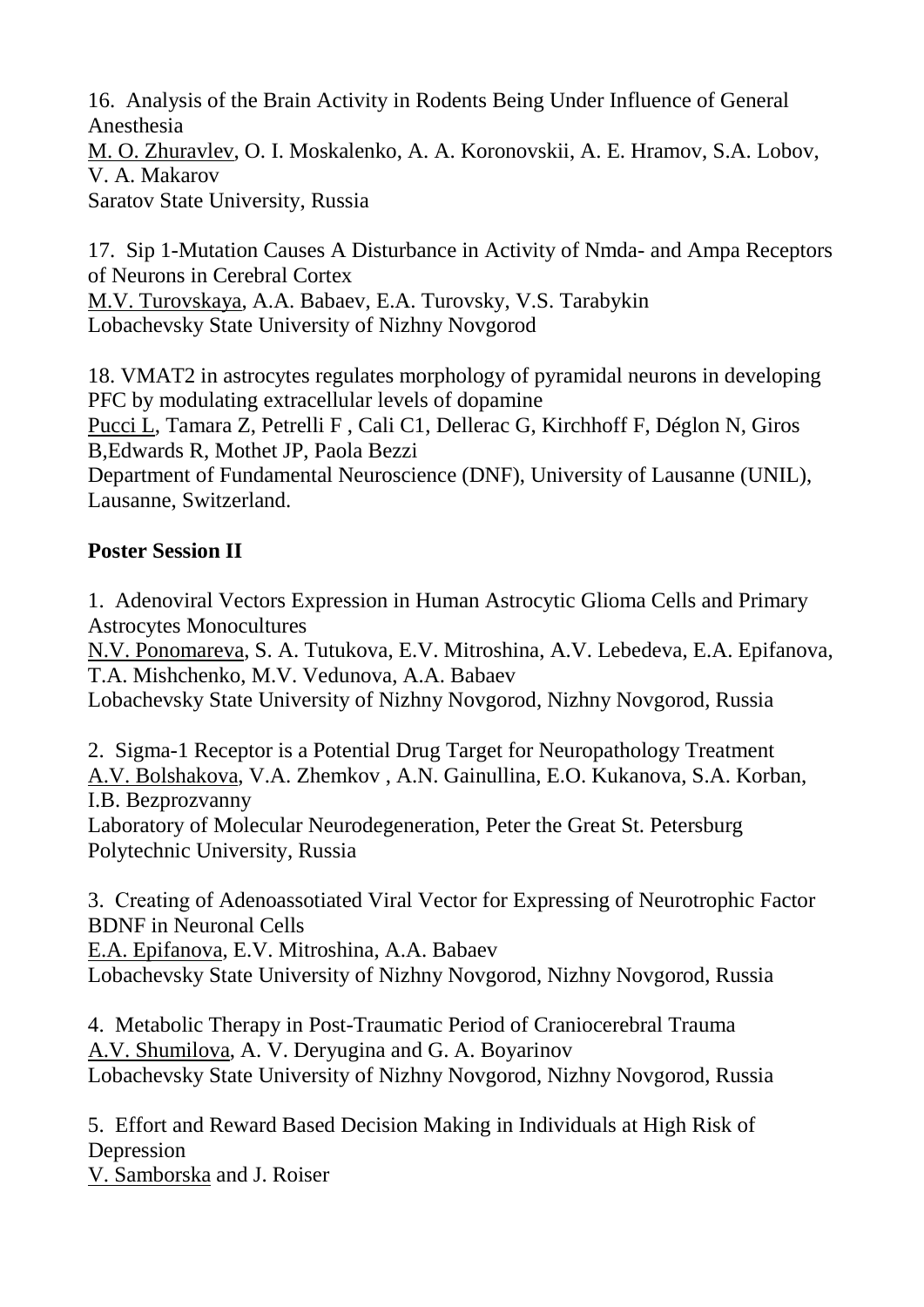16. Analysis of the Brain Activity in Rodents Being Under Influence of General Anesthesia
M. O. Zhuravlev, O. I. Moskalenko, A. A. Koronovskii, A. E. Hramov, S.A. Lobov, V. A. Makarov
Saratov State University, Russia

17. Sip 1-Mutation Causes A Disturbance in Activity of Nmda- and Ampa Receptors of Neurons in Cerebral Cortex
M.V. Turovskaya, A.A. Babaev, E.A. Turovsky, V.S. Tarabykin
Lobachevsky State University of Nizhny Novgorod

18. VMAT2 in astrocytes regulates morphology of pyramidal neurons in developing PFC by modulating extracellular levels of dopamine
Pucci L, Tamara Z, Petrelli F , Cali C1, Dellerac G, Kirchhoff F, Déglon N, Giros B,Edwards R, Mothet JP, Paola Bezzi
Department of Fundamental Neuroscience (DNF), University of Lausanne (UNIL), Lausanne, Switzerland.

**Poster Session II**

1. Adenoviral Vectors Expression in Human Astrocytic Glioma Cells and Primary Astrocytes Monocultures
N.V. Ponomareva, S. A. Tutukova, E.V. Mitroshina, A.V. Lebedeva, E.A. Epifanova, T.A. Mishchenko, M.V. Vedunova, A.A. Babaev
Lobachevsky State University of Nizhny Novgorod, Nizhny Novgorod, Russia

2. Sigma-1 Receptor is a Potential Drug Target for Neuropathology Treatment
A.V. Bolshakova, V.A. Zhemkov , A.N. Gainullina, E.O. Kukanova, S.A. Korban, I.B. Bezprozvanny
Laboratory of Molecular Neurodegeneration, Peter the Great St. Petersburg Polytechnic University, Russia

3. Creating of Adenoassotiated Viral Vector for Expressing of Neurotrophic Factor BDNF in Neuronal Cells
E.A. Epifanova, E.V. Mitroshina, A.A. Babaev
Lobachevsky State University of Nizhny Novgorod, Nizhny Novgorod, Russia

4. Metabolic Therapy in Post-Traumatic Period of Craniocerebral Trauma
A.V. Shumilova, A. V. Deryugina and G. A. Boyarinov
Lobachevsky State University of Nizhny Novgorod, Nizhny Novgorod, Russia

5. Effort and Reward Based Decision Making in Individuals at High Risk of Depression
V. Samborska and J. Roiser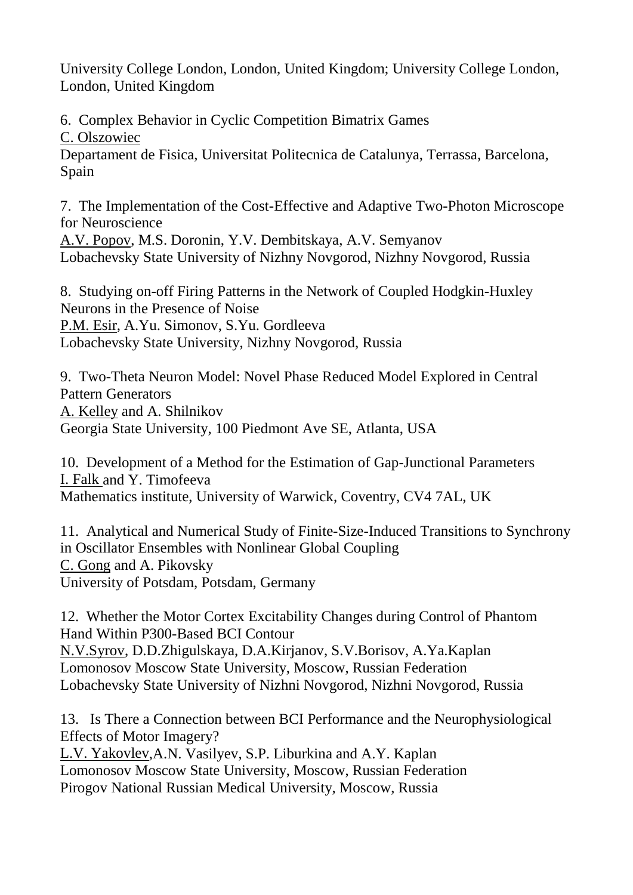University College London, London, United Kingdom; University College London, London, United Kingdom

6. Complex Behavior in Cyclic Competition Bimatrix Games
C. Olszowiec
Departament de Fisica, Universitat Politecnica de Catalunya, Terrassa, Barcelona, Spain

7. The Implementation of the Cost-Effective and Adaptive Two-Photon Microscope for Neuroscience
A.V. Popov, M.S. Doronin, Y.V. Dembitskaya, A.V. Semyanov
Lobachevsky State University of Nizhny Novgorod, Nizhny Novgorod, Russia

8. Studying on-off Firing Patterns in the Network of Coupled Hodgkin-Huxley Neurons in the Presence of Noise
P.M. Esir, A.Yu. Simonov, S.Yu. Gordleeva
Lobachevsky State University, Nizhny Novgorod, Russia

9. Two-Theta Neuron Model: Novel Phase Reduced Model Explored in Central Pattern Generators
A. Kelley and A. Shilnikov
Georgia State University, 100 Piedmont Ave SE, Atlanta, USA

10. Development of a Method for the Estimation of Gap-Junctional Parameters
I. Falk and Y. Timofeeva
Mathematics institute, University of Warwick, Coventry, CV4 7AL, UK

11. Analytical and Numerical Study of Finite-Size-Induced Transitions to Synchrony in Oscillator Ensembles with Nonlinear Global Coupling
C. Gong and A. Pikovsky
University of Potsdam, Potsdam, Germany

12. Whether the Motor Cortex Excitability Changes during Control of Phantom Hand Within P300-Based BCI Contour
N.V.Syrov, D.D.Zhigulskaya, D.A.Kirjanov, S.V.Borisov, A.Ya.Kaplan
Lomonosov Moscow State University, Moscow, Russian Federation
Lobachevsky State University of Nizhni Novgorod, Nizhni Novgorod, Russia

13. Is There a Connection between BCI Performance and the Neurophysiological Effects of Motor Imagery?
L.V. Yakovlev,A.N. Vasilyev, S.P. Liburkina and A.Y. Kaplan
Lomonosov Moscow State University, Moscow, Russian Federation
Pirogov National Russian Medical University, Moscow, Russia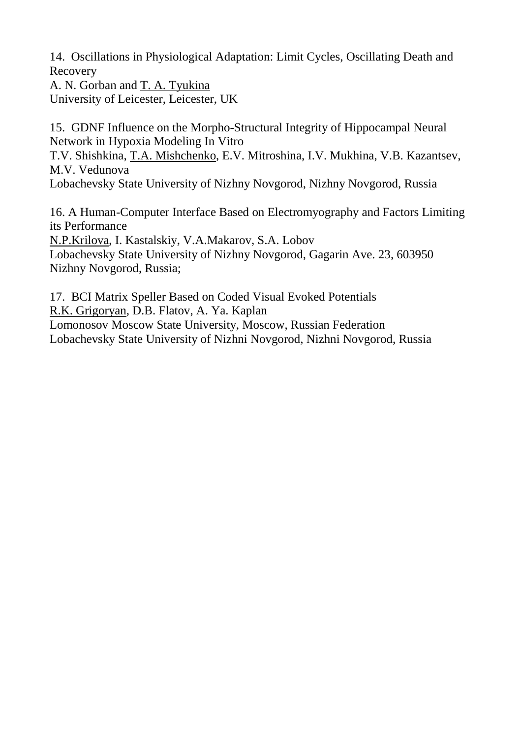14. Oscillations in Physiological Adaptation: Limit Cycles, Oscillating Death and Recovery
A. N. Gorban and <u>T. A. Tyukina</u>
University of Leicester, Leicester, UK

15. GDNF Influence on the Morpho-Structural Integrity of Hippocampal Neural Network in Hypoxia Modeling In Vitro
T.V. Shishkina, <u>T.A. Mishchenko</u>, E.V. Mitroshina, I.V. Mukhina, V.B. Kazantsev, M.V. Vedunova
Lobachevsky State University of Nizhny Novgorod, Nizhny Novgorod, Russia

16. A Human-Computer Interface Based on Electromyography and Factors Limiting its Performance
<u>N.P.Krilova</u>, I. Kastalskiy, V.A.Makarov, S.A. Lobov
Lobachevsky State University of Nizhny Novgorod, Gagarin Ave. 23, 603950 Nizhny Novgorod, Russia;

17. BCI Matrix Speller Based on Coded Visual Evoked Potentials
<u>R.K. Grigoryan</u>, D.B. Flatov, A. Ya. Kaplan
Lomonosov Moscow State University, Moscow, Russian Federation
Lobachevsky State University of Nizhni Novgorod, Nizhni Novgorod, Russia